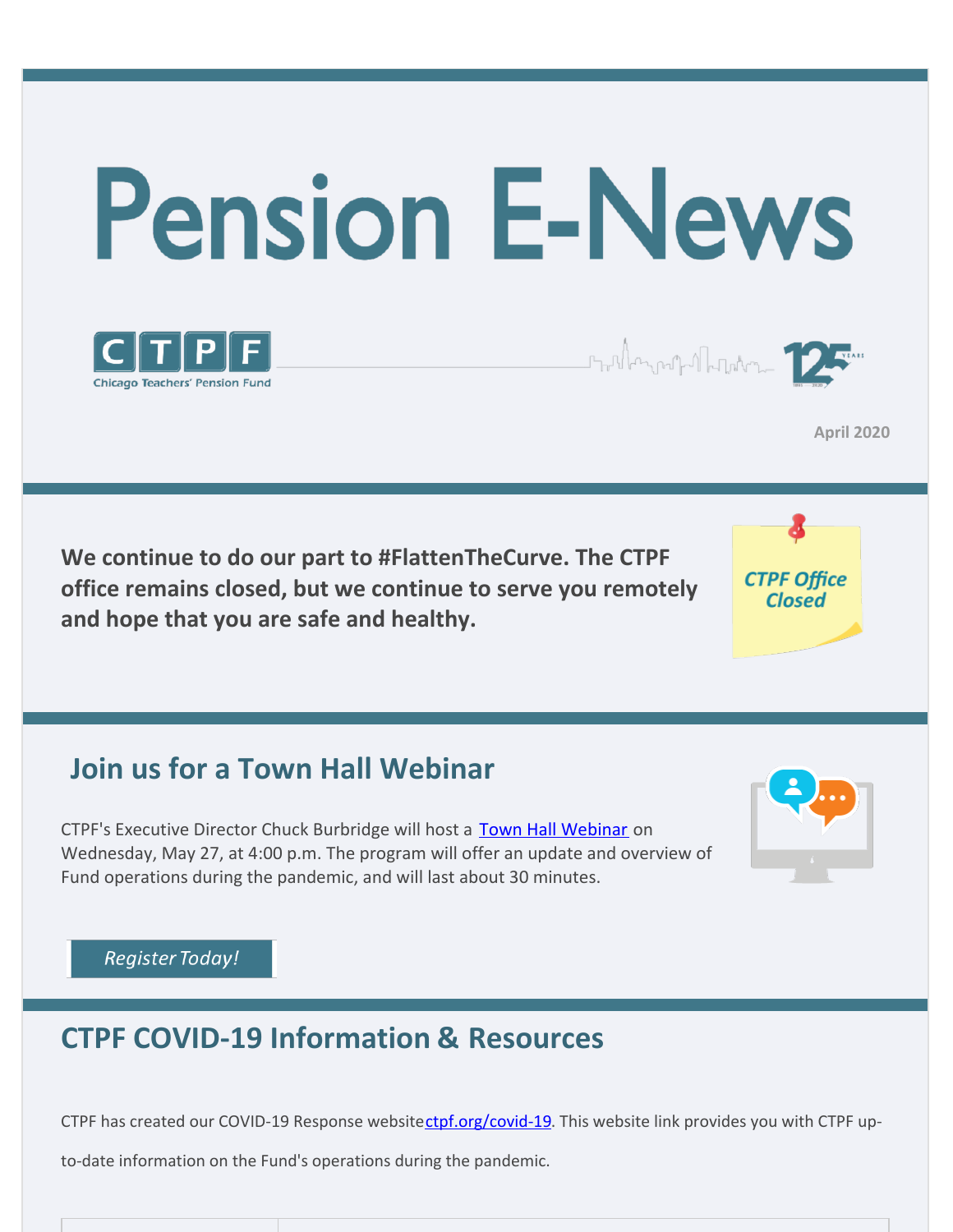# Pension E-News

CTPF
Chicago Teachers' Pension Fund

April 2020

**We continue to do our part to #FlattenTheCurve. The CTPF office remains closed, but we continue to serve you remotely and hope that you are safe and healthy.**

*CTPF Office Closed*

## Join us for a Town Hall Webinar

CTPF's Executive Director Chuck Burbridge will host a Town Hall Webinar on Wednesday, May 27, at 4:00 p.m. The program will offer an update and overview of Fund operations during the pandemic, and will last about 30 minutes.

*Register Today!*

## CTPF COVID-19 Information & Resources

CTPF has created our COVID-19 Response website ctpf.org/covid-19. This website link provides you with CTPF up-to-date information on the Fund's operations during the pandemic.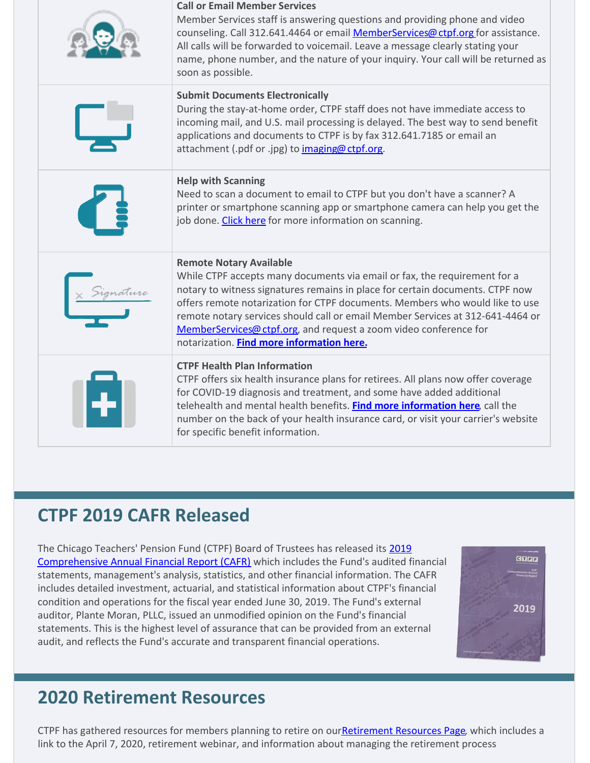**Call or Email Member Services**
Member Services staff is answering questions and providing phone and video counseling. Call 312.641.4464 or email MemberServices@ctpf.org for assistance. All calls will be forwarded to voicemail. Leave a message clearly stating your name, phone number, and the nature of your inquiry. Your call will be returned as soon as possible.

**Submit Documents Electronically**
During the stay-at-home order, CTPF staff does not have immediate access to incoming mail, and U.S. mail processing is delayed. The best way to send benefit applications and documents to CTPF is by fax 312.641.7185 or email an attachment (.pdf or .jpg) to imaging@ctpf.org.

**Help with Scanning**
Need to scan a document to email to CTPF but you don't have a scanner? A printer or smartphone scanning app or smartphone camera can help you get the job done. Click here for more information on scanning.

**Remote Notary Available**
While CTPF accepts many documents via email or fax, the requirement for a notary to witness signatures remains in place for certain documents. CTPF now offers remote notarization for CTPF documents. Members who would like to use remote notary services should call or email Member Services at 312-641-4464 or MemberServices@ctpf.org, and request a zoom video conference for notarization. **Find more information here.**

**CTPF Health Plan Information**
CTPF offers six health insurance plans for retirees. All plans now offer coverage for COVID-19 diagnosis and treatment, and some have added additional telehealth and mental health benefits. **Find more information here**, call the number on the back of your health insurance card, or visit your carrier's website for specific benefit information.

## CTPF 2019 CAFR Released

The Chicago Teachers' Pension Fund (CTPF) Board of Trustees has released its 2019 Comprehensive Annual Financial Report (CAFR) which includes the Fund's audited financial statements, management's analysis, statistics, and other financial information. The CAFR includes detailed investment, actuarial, and statistical information about CTPF's financial condition and operations for the fiscal year ended June 30, 2019. The Fund's external auditor, Plante Moran, PLLC, issued an unmodified opinion on the Fund's financial statements. This is the highest level of assurance that can be provided from an external audit, and reflects the Fund's accurate and transparent financial operations.

## 2020 Retirement Resources

CTPF has gathered resources for members planning to retire on ourRetirement Resources Page, which includes a link to the April 7, 2020, retirement webinar, and information about managing the retirement process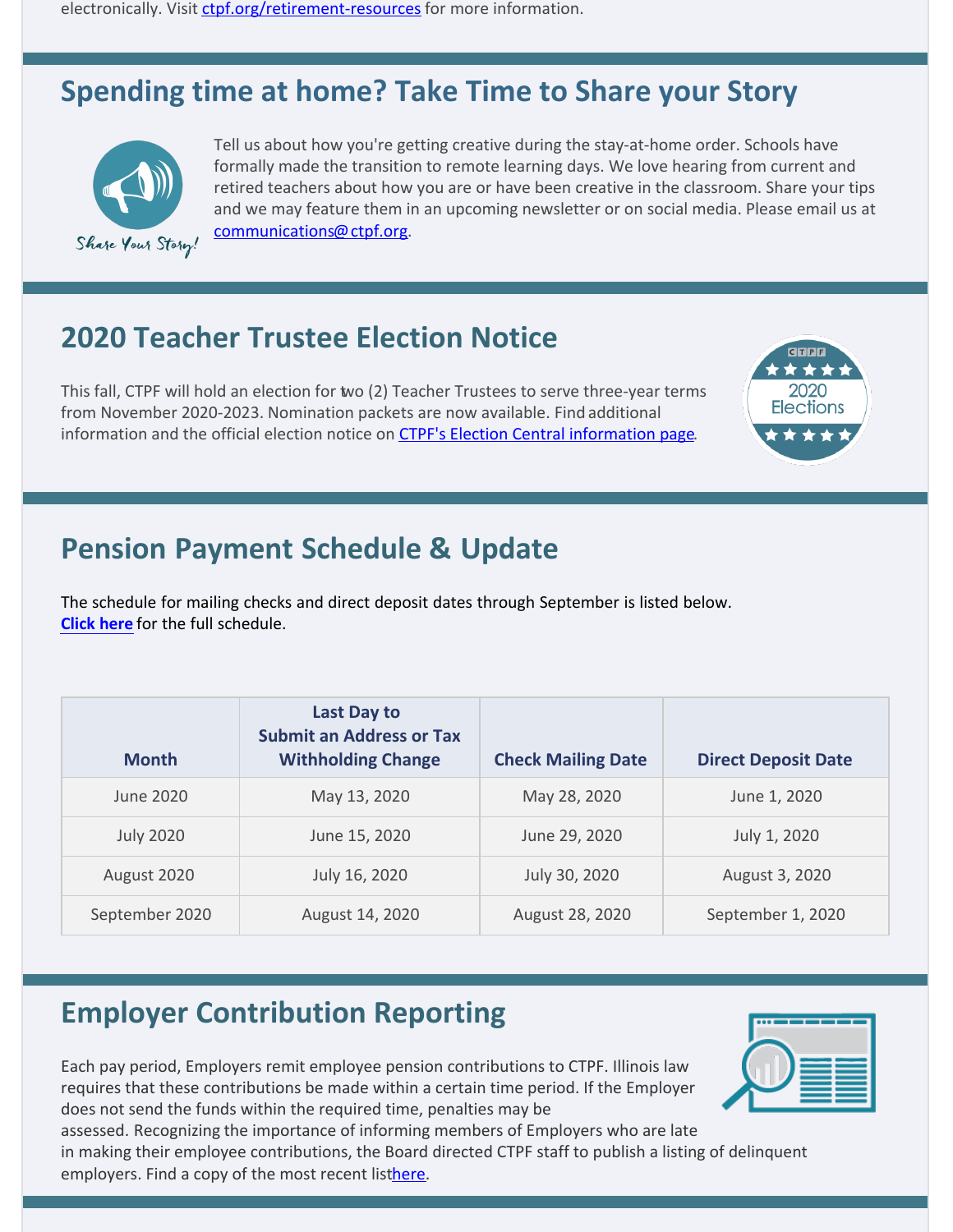electronically. Visit ctpf.org/retirement-resources for more information.

## Spending time at home? Take Time to Share your Story

Tell us about how you're getting creative during the stay-at-home order. Schools have formally made the transition to remote learning days. We love hearing from current and retired teachers about how you are or have been creative in the classroom. Share your tips and we may feature them in an upcoming newsletter or on social media. Please email us at communications@ctpf.org.

## 2020 Teacher Trustee Election Notice

This fall, CTPF will hold an election for two (2) Teacher Trustees to serve three-year terms from November 2020-2023. Nomination packets are now available. Find additional information and the official election notice on CTPF's Election Central information page.

## Pension Payment Schedule & Update

The schedule for mailing checks and direct deposit dates through September is listed below. **Click here** for the full schedule.

| Month | Last Day to Submit an Address or Tax Withholding Change | Check Mailing Date | Direct Deposit Date |
|---|---|---|---|
| June 2020 | May 13, 2020 | May 28, 2020 | June 1, 2020 |
| July 2020 | June 15, 2020 | June 29, 2020 | July 1, 2020 |
| August 2020 | July 16, 2020 | July 30, 2020 | August 3, 2020 |
| September 2020 | August 14, 2020 | August 28, 2020 | September 1, 2020 |

## Employer Contribution Reporting

Each pay period, Employers remit employee pension contributions to CTPF. Illinois law requires that these contributions be made within a certain time period. If the Employer does not send the funds within the required time, penalties may be assessed. Recognizing the importance of informing members of Employers who are late in making their employee contributions, the Board directed CTPF staff to publish a listing of delinquent employers. Find a copy of the most recent listhere.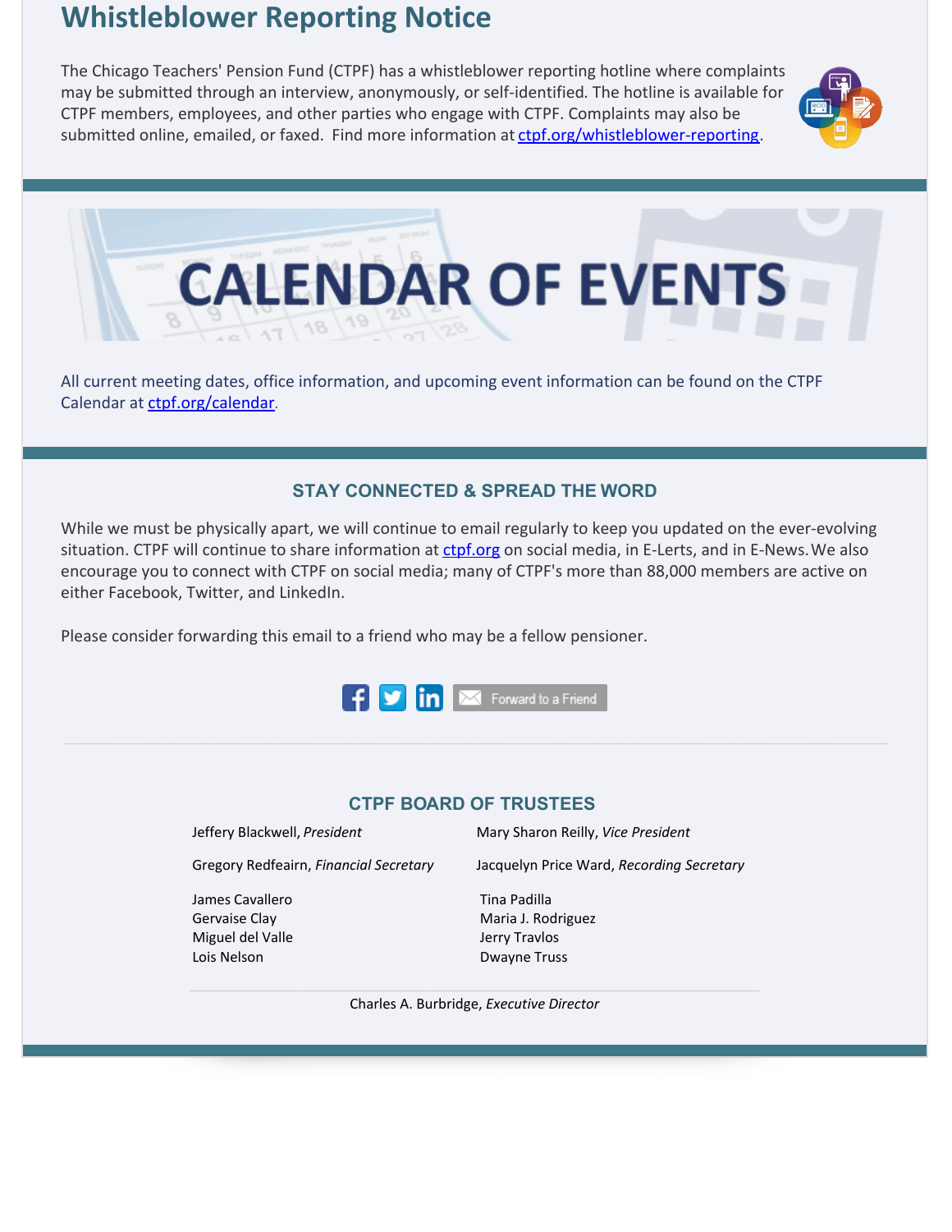## Whistleblower Reporting Notice

The Chicago Teachers' Pension Fund (CTPF) has a whistleblower reporting hotline where complaints may be submitted through an interview, anonymously, or self-identified. The hotline is available for CTPF members, employees, and other parties who engage with CTPF. Complaints may also be submitted online, emailed, or faxed. Find more information at ctpf.org/whistleblower-reporting.

## CALENDAR OF EVENTS

All current meeting dates, office information, and upcoming event information can be found on the CTPF Calendar at ctpf.org/calendar.

### STAY CONNECTED & SPREAD THE WORD

While we must be physically apart, we will continue to email regularly to keep you updated on the ever-evolving situation. CTPF will continue to share information at ctpf.org on social media, in E-Lerts, and in E-News. We also encourage you to connect with CTPF on social media; many of CTPF's more than 88,000 members are active on either Facebook, Twitter, and LinkedIn.

Please consider forwarding this email to a friend who may be a fellow pensioner.

Forward to a Friend

### CTPF BOARD OF TRUSTEES

Jeffery Blackwell, *President*

Mary Sharon Reilly, *Vice President*

Gregory Redfeairn, *Financial Secretary*

Jacquelyn Price Ward, *Recording Secretary*

James Cavallero
Gervaise Clay
Miguel del Valle
Lois Nelson

Tina Padilla
Maria J. Rodriguez
Jerry Travlos
Dwayne Truss

Charles A. Burbridge, *Executive Director*